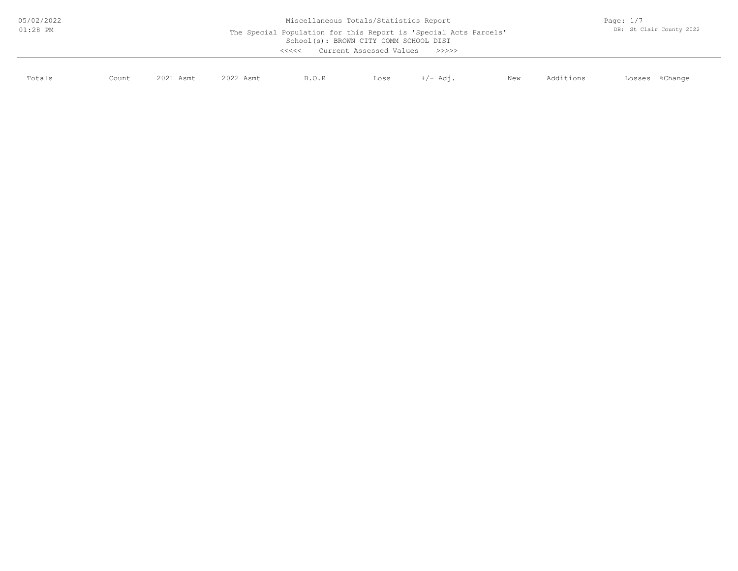05/02/2022
01:28 PM

# Miscellaneous Totals/Statistics Report

The Special Population for this Report is 'Special Acts Parcels'
School(s): BROWN CITY COMM SCHOOL DIST
<<<<< Current Assessed Values >>>>>

DB: St Clair County 2022

| Totals | Count | 2021 Asmt | 2022 Asmt | B.O.R | Loss | +/- Adj. | New | Additions | Losses | %Change |
|---|---|---|---|---|---|---|---|---|---|---|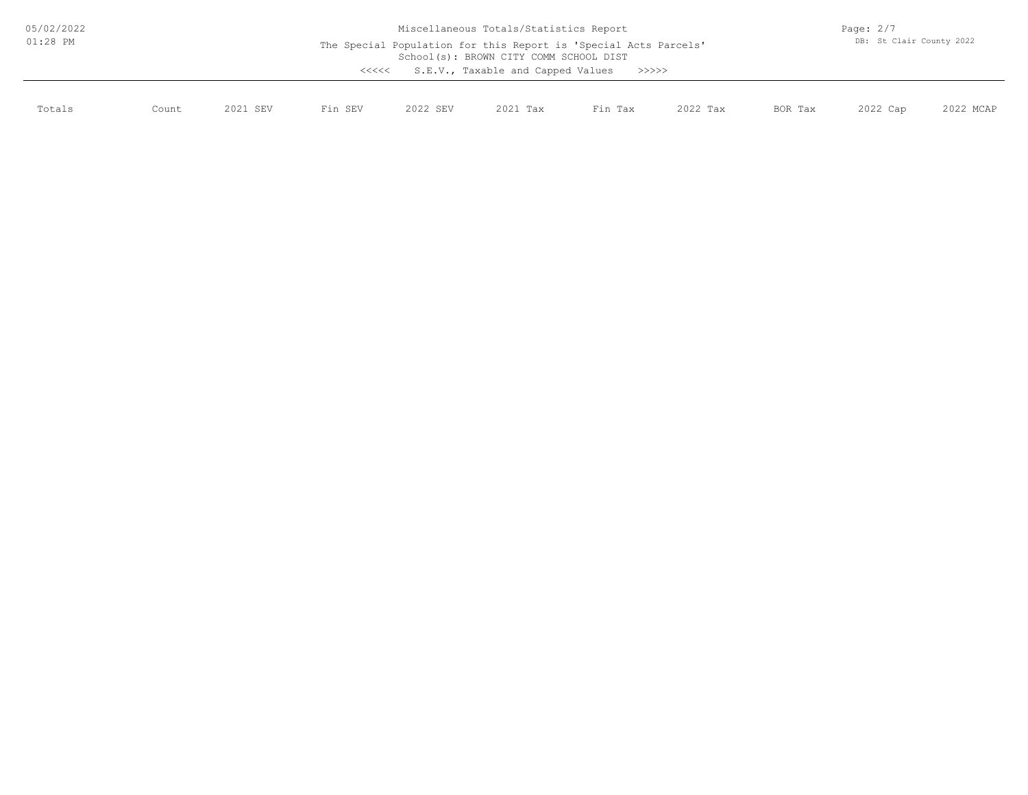# Miscellaneous Totals/Statistics Report

The Special Population for this Report is 'Special Acts Parcels'

School(s): BROWN CITY COMM SCHOOL DIST

<<<<< S.E.V., Taxable and Capped Values >>>>>

| Totals | Count | 2021 SEV | Fin SEV | 2022 SEV | 2021 Tax | Fin Tax | 2022 Tax | BOR Tax | 2022 Cap | 2022 MCAP |
| --- | --- | --- | --- | --- | --- | --- | --- | --- | --- | --- |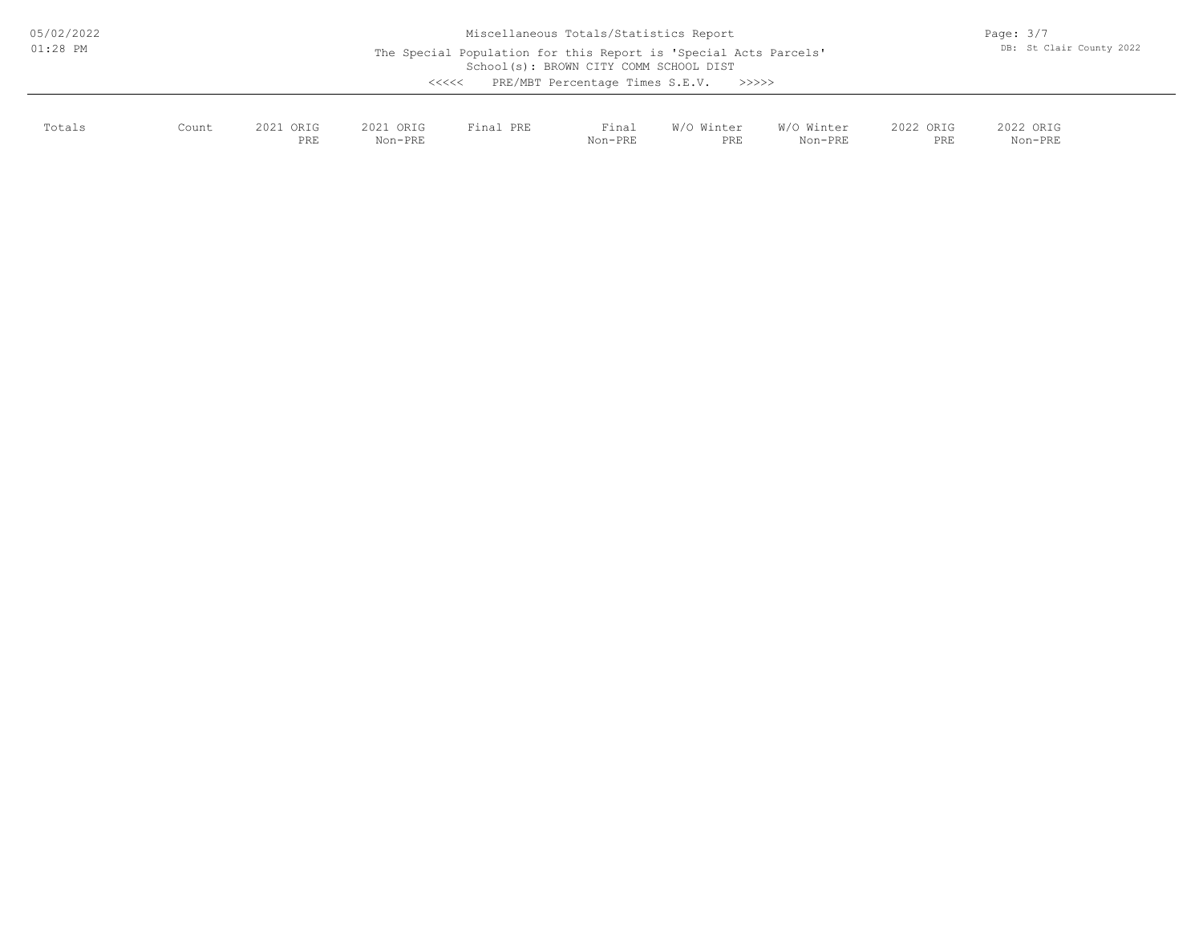Miscellaneous Totals/Statistics Report

The Special Population for this Report is 'Special Acts Parcels'

School(s): BROWN CITY COMM SCHOOL DIST

<<<<< PRE/MBT Percentage Times S.E.V. >>>>>

| Totals | Count | 2021 ORIG PRE | 2021 ORIG Non-PRE | Final PRE | Final Non-PRE | W/O Winter PRE | W/O Winter Non-PRE | 2022 ORIG PRE | 2022 ORIG Non-PRE |
|---|---|---|---|---|---|---|---|---|---|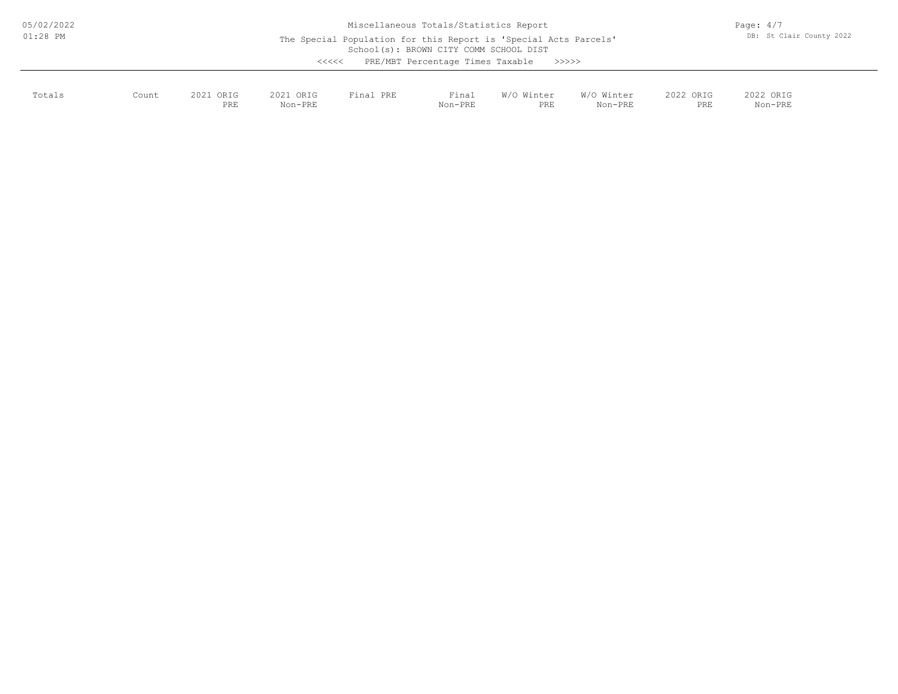Miscellaneous Totals/Statistics Report

The Special Population for this Report is 'Special Acts Parcels'

School(s): BROWN CITY COMM SCHOOL DIST

<<<<< PRE/MBT Percentage Times Taxable >>>>>

| Totals | Count | 2021 ORIG PRE | 2021 ORIG Non-PRE | Final PRE | Final Non-PRE | W/O Winter PRE | W/O Winter Non-PRE | 2022 ORIG PRE | 2022 ORIG Non-PRE |
|---|---|---|---|---|---|---|---|---|---|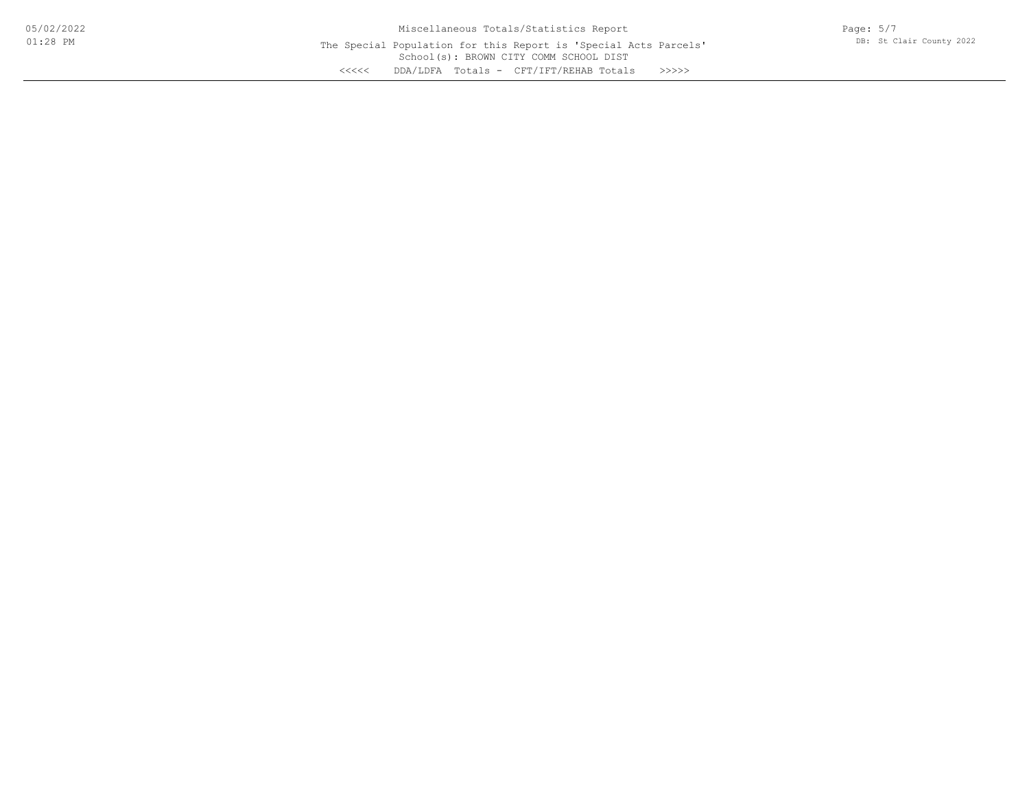Miscellaneous Totals/Statistics Report

The Special Population for this Report is 'Special Acts Parcels'

School(s): BROWN CITY COMM SCHOOL DIST

<<<<< DDA/LDFA Totals - CFT/IFT/REHAB Totals >>>>>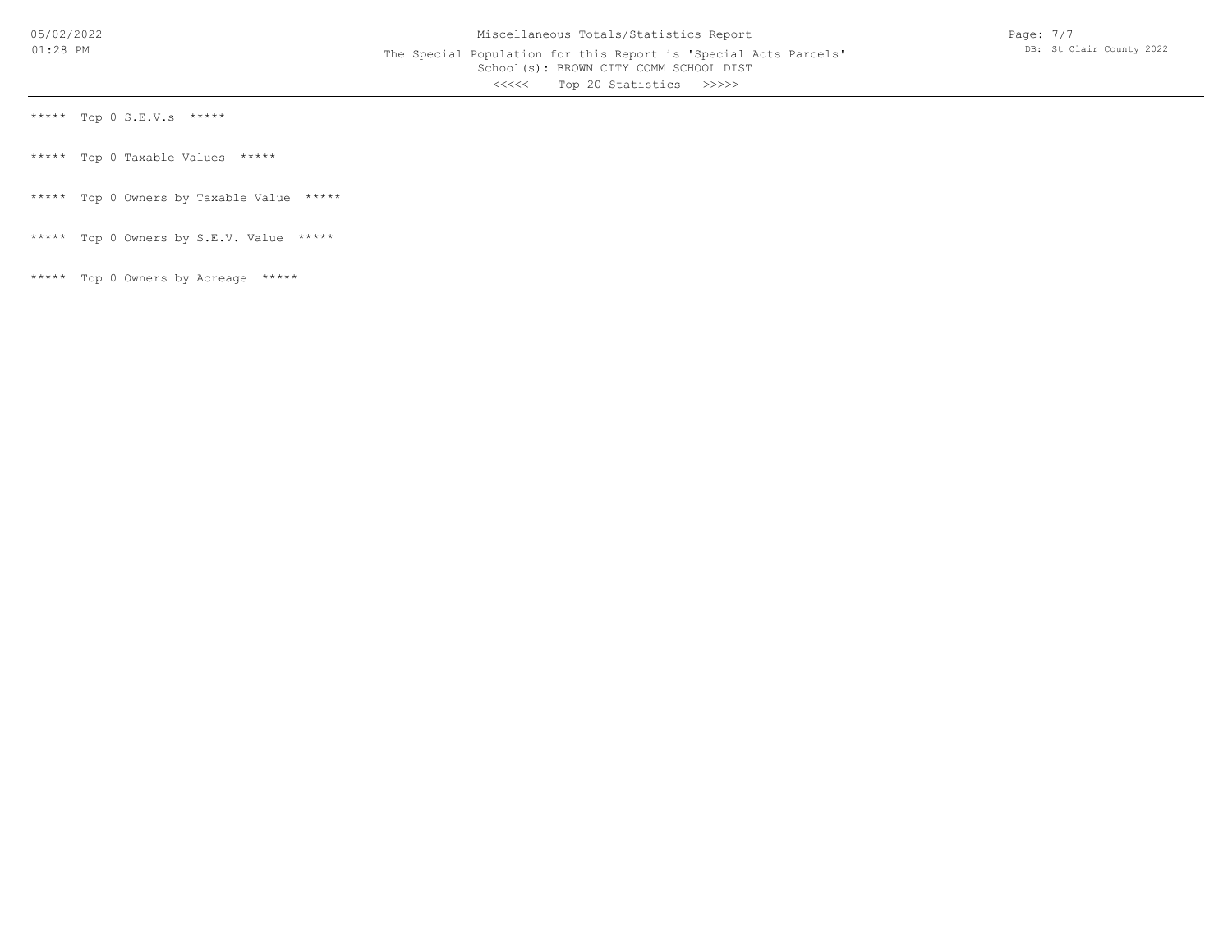Miscellaneous Totals/Statistics Report

The Special Population for this Report is 'Special Acts Parcels'

School(s): BROWN CITY COMM SCHOOL DIST

<<<<< Top 20 Statistics >>>>>

***** Top 0 S.E.V.s *****

***** Top 0 Taxable Values *****

***** Top 0 Owners by Taxable Value *****

***** Top 0 Owners by S.E.V. Value *****

***** Top 0 Owners by Acreage *****